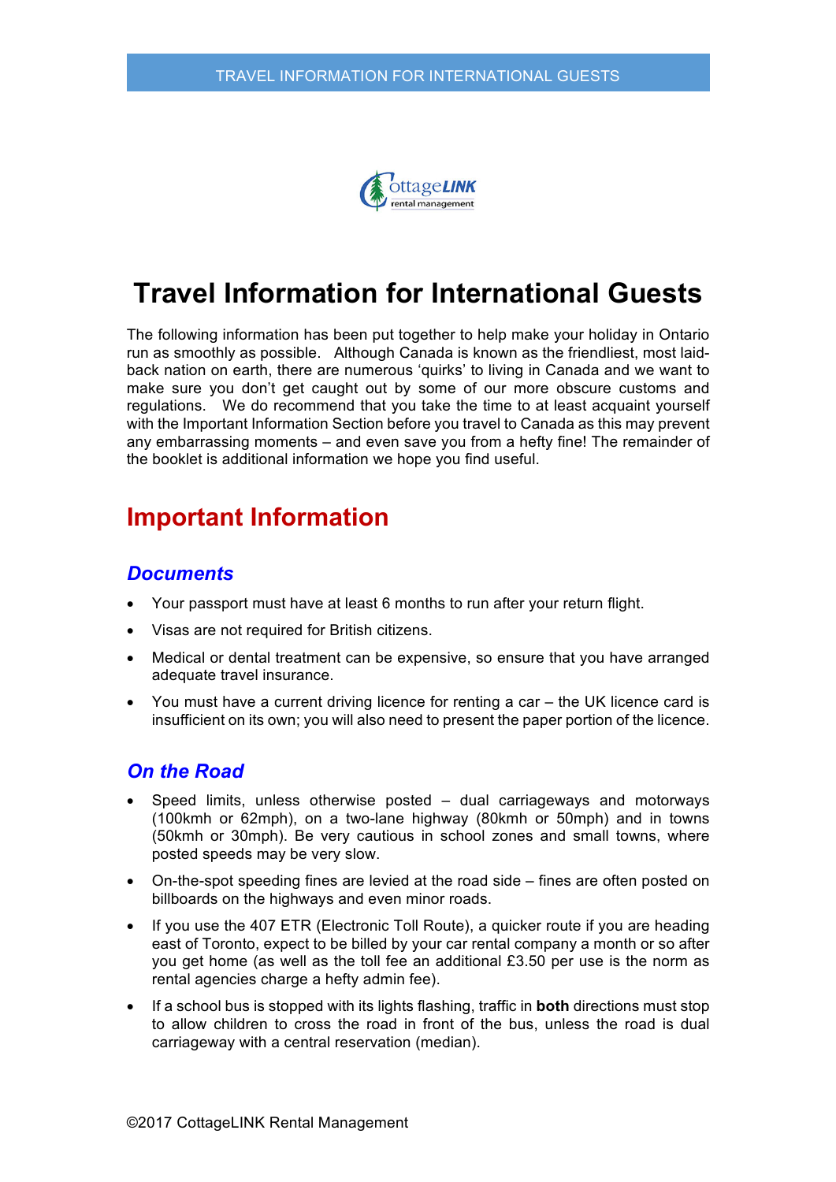# Travel Information for International Guests

The following information has been put together to help make your holiday in Ontario run as smoothly as possible. Although Canada is known as the friendliest, most laid-back nation on earth, there are numerous 'quirks' to living in Canada and we want to make sure you don't get caught out by some of our more obscure customs and regulations. We do recommend that you take the time to at least acquaint yourself with the Important Information Section before you travel to Canada as this may prevent any embarrassing moments – and even save you from a hefty fine! The remainder of the booklet is additional information we hope you find useful.

## Important Information

### *Documents*

- Your passport must have at least 6 months to run after your return flight.
- Visas are not required for British citizens.
- Medical or dental treatment can be expensive, so ensure that you have arranged adequate travel insurance.
- You must have a current driving licence for renting a car – the UK licence card is insufficient on its own; you will also need to present the paper portion of the licence.

### *On the Road*

- Speed limits, unless otherwise posted – dual carriageways and motorways (100kmh or 62mph), on a two-lane highway (80kmh or 50mph) and in towns (50kmh or 30mph). Be very cautious in school zones and small towns, where posted speeds may be very slow.
- On-the-spot speeding fines are levied at the road side – fines are often posted on billboards on the highways and even minor roads.
- If you use the 407 ETR (Electronic Toll Route), a quicker route if you are heading east of Toronto, expect to be billed by your car rental company a month or so after you get home (as well as the toll fee an additional £3.50 per use is the norm as rental agencies charge a hefty admin fee).
- If a school bus is stopped with its lights flashing, traffic in **both** directions must stop to allow children to cross the road in front of the bus, unless the road is dual carriageway with a central reservation (median).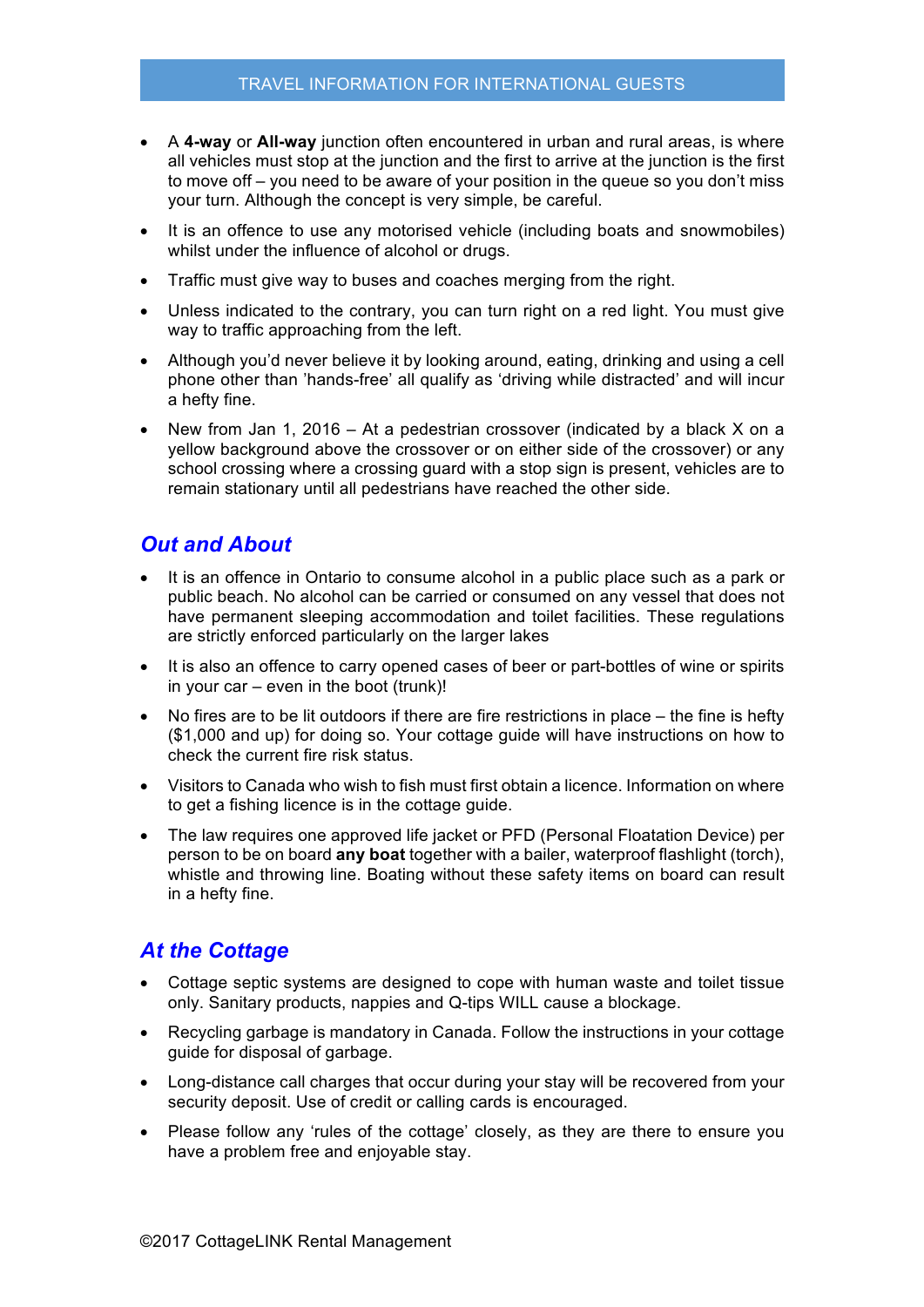- A **4-way** or **All-way** junction often encountered in urban and rural areas, is where all vehicles must stop at the junction and the first to arrive at the junction is the first to move off – you need to be aware of your position in the queue so you don't miss your turn. Although the concept is very simple, be careful.
- It is an offence to use any motorised vehicle (including boats and snowmobiles) whilst under the influence of alcohol or drugs.
- Traffic must give way to buses and coaches merging from the right.
- Unless indicated to the contrary, you can turn right on a red light. You must give way to traffic approaching from the left.
- Although you'd never believe it by looking around, eating, drinking and using a cell phone other than 'hands-free' all qualify as 'driving while distracted' and will incur a hefty fine.
- New from Jan 1, 2016 – At a pedestrian crossover (indicated by a black X on a yellow background above the crossover or on either side of the crossover) or any school crossing where a crossing guard with a stop sign is present, vehicles are to remain stationary until all pedestrians have reached the other side.

## *Out and About*

- It is an offence in Ontario to consume alcohol in a public place such as a park or public beach. No alcohol can be carried or consumed on any vessel that does not have permanent sleeping accommodation and toilet facilities. These regulations are strictly enforced particularly on the larger lakes
- It is also an offence to carry opened cases of beer or part-bottles of wine or spirits in your car – even in the boot (trunk)!
- No fires are to be lit outdoors if there are fire restrictions in place – the fine is hefty ($1,000 and up) for doing so. Your cottage guide will have instructions on how to check the current fire risk status.
- Visitors to Canada who wish to fish must first obtain a licence. Information on where to get a fishing licence is in the cottage guide.
- The law requires one approved life jacket or PFD (Personal Floatation Device) per person to be on board **any boat** together with a bailer, waterproof flashlight (torch), whistle and throwing line. Boating without these safety items on board can result in a hefty fine.

## *At the Cottage*

- Cottage septic systems are designed to cope with human waste and toilet tissue only. Sanitary products, nappies and Q-tips WILL cause a blockage.
- Recycling garbage is mandatory in Canada. Follow the instructions in your cottage guide for disposal of garbage.
- Long-distance call charges that occur during your stay will be recovered from your security deposit. Use of credit or calling cards is encouraged.
- Please follow any 'rules of the cottage' closely, as they are there to ensure you have a problem free and enjoyable stay.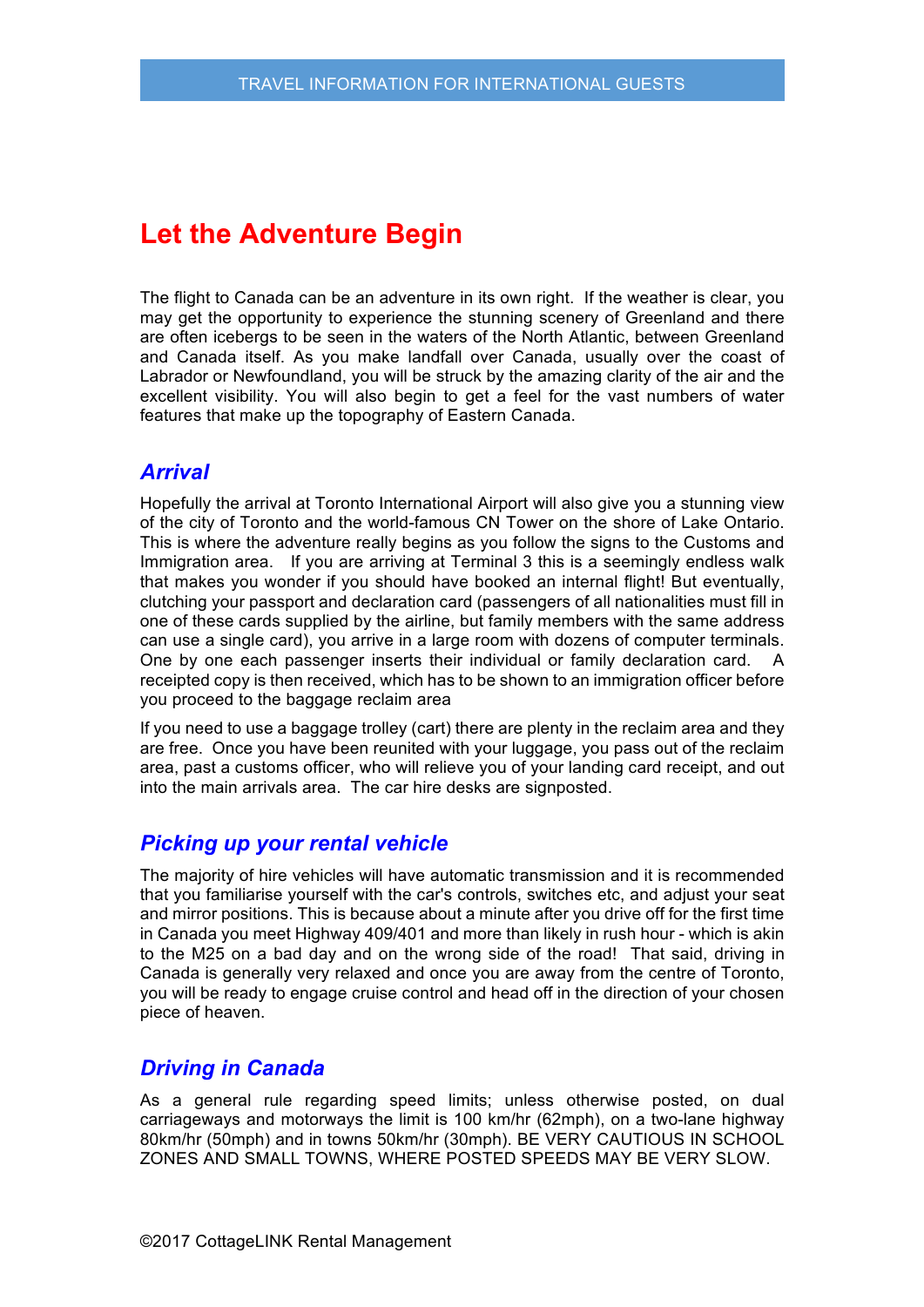# Let the Adventure Begin

The flight to Canada can be an adventure in its own right. If the weather is clear, you may get the opportunity to experience the stunning scenery of Greenland and there are often icebergs to be seen in the waters of the North Atlantic, between Greenland and Canada itself. As you make landfall over Canada, usually over the coast of Labrador or Newfoundland, you will be struck by the amazing clarity of the air and the excellent visibility. You will also begin to get a feel for the vast numbers of water features that make up the topography of Eastern Canada.

## *Arrival*

Hopefully the arrival at Toronto International Airport will also give you a stunning view of the city of Toronto and the world-famous CN Tower on the shore of Lake Ontario. This is where the adventure really begins as you follow the signs to the Customs and Immigration area. If you are arriving at Terminal 3 this is a seemingly endless walk that makes you wonder if you should have booked an internal flight! But eventually, clutching your passport and declaration card (passengers of all nationalities must fill in one of these cards supplied by the airline, but family members with the same address can use a single card), you arrive in a large room with dozens of computer terminals. One by one each passenger inserts their individual or family declaration card. A receipted copy is then received, which has to be shown to an immigration officer before you proceed to the baggage reclaim area

If you need to use a baggage trolley (cart) there are plenty in the reclaim area and they are free. Once you have been reunited with your luggage, you pass out of the reclaim area, past a customs officer, who will relieve you of your landing card receipt, and out into the main arrivals area. The car hire desks are signposted.

## *Picking up your rental vehicle*

The majority of hire vehicles will have automatic transmission and it is recommended that you familiarise yourself with the car's controls, switches etc, and adjust your seat and mirror positions. This is because about a minute after you drive off for the first time in Canada you meet Highway 409/401 and more than likely in rush hour - which is akin to the M25 on a bad day and on the wrong side of the road! That said, driving in Canada is generally very relaxed and once you are away from the centre of Toronto, you will be ready to engage cruise control and head off in the direction of your chosen piece of heaven.

## *Driving in Canada*

As a general rule regarding speed limits; unless otherwise posted, on dual carriageways and motorways the limit is 100 km/hr (62mph), on a two-lane highway 80km/hr (50mph) and in towns 50km/hr (30mph). BE VERY CAUTIOUS IN SCHOOL ZONES AND SMALL TOWNS, WHERE POSTED SPEEDS MAY BE VERY SLOW.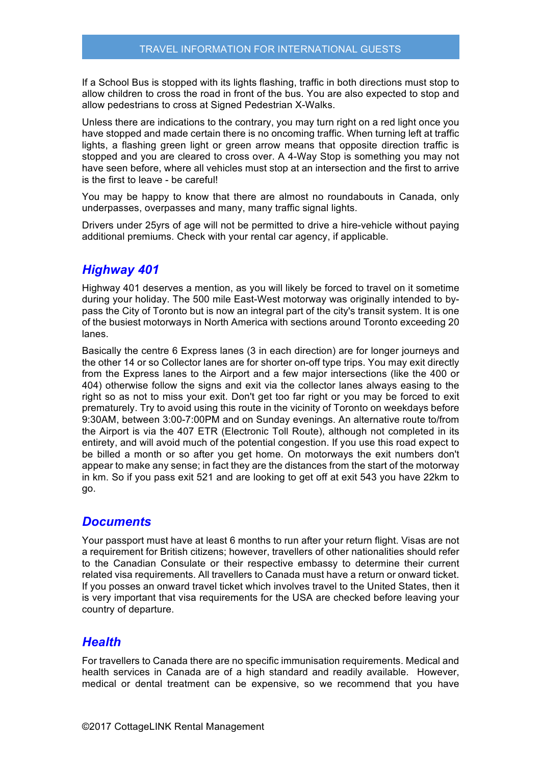If a School Bus is stopped with its lights flashing, traffic in both directions must stop to allow children to cross the road in front of the bus. You are also expected to stop and allow pedestrians to cross at Signed Pedestrian X-Walks.

Unless there are indications to the contrary, you may turn right on a red light once you have stopped and made certain there is no oncoming traffic. When turning left at traffic lights, a flashing green light or green arrow means that opposite direction traffic is stopped and you are cleared to cross over. A 4-Way Stop is something you may not have seen before, where all vehicles must stop at an intersection and the first to arrive is the first to leave - be careful!

You may be happy to know that there are almost no roundabouts in Canada, only underpasses, overpasses and many, many traffic signal lights.

Drivers under 25yrs of age will not be permitted to drive a hire-vehicle without paying additional premiums. Check with your rental car agency, if applicable.

## *Highway 401*

Highway 401 deserves a mention, as you will likely be forced to travel on it sometime during your holiday. The 500 mile East-West motorway was originally intended to by-pass the City of Toronto but is now an integral part of the city's transit system. It is one of the busiest motorways in North America with sections around Toronto exceeding 20 lanes.

Basically the centre 6 Express lanes (3 in each direction) are for longer journeys and the other 14 or so Collector lanes are for shorter on-off type trips. You may exit directly from the Express lanes to the Airport and a few major intersections (like the 400 or 404) otherwise follow the signs and exit via the collector lanes always easing to the right so as not to miss your exit. Don't get too far right or you may be forced to exit prematurely. Try to avoid using this route in the vicinity of Toronto on weekdays before 9:30AM, between 3:00-7:00PM and on Sunday evenings. An alternative route to/from the Airport is via the 407 ETR (Electronic Toll Route), although not completed in its entirety, and will avoid much of the potential congestion. If you use this road expect to be billed a month or so after you get home. On motorways the exit numbers don't appear to make any sense; in fact they are the distances from the start of the motorway in km. So if you pass exit 521 and are looking to get off at exit 543 you have 22km to go.

## *Documents*

Your passport must have at least 6 months to run after your return flight. Visas are not a requirement for British citizens; however, travellers of other nationalities should refer to the Canadian Consulate or their respective embassy to determine their current related visa requirements. All travellers to Canada must have a return or onward ticket. If you posses an onward travel ticket which involves travel to the United States, then it is very important that visa requirements for the USA are checked before leaving your country of departure.

## *Health*

For travellers to Canada there are no specific immunisation requirements. Medical and health services in Canada are of a high standard and readily available. However, medical or dental treatment can be expensive, so we recommend that you have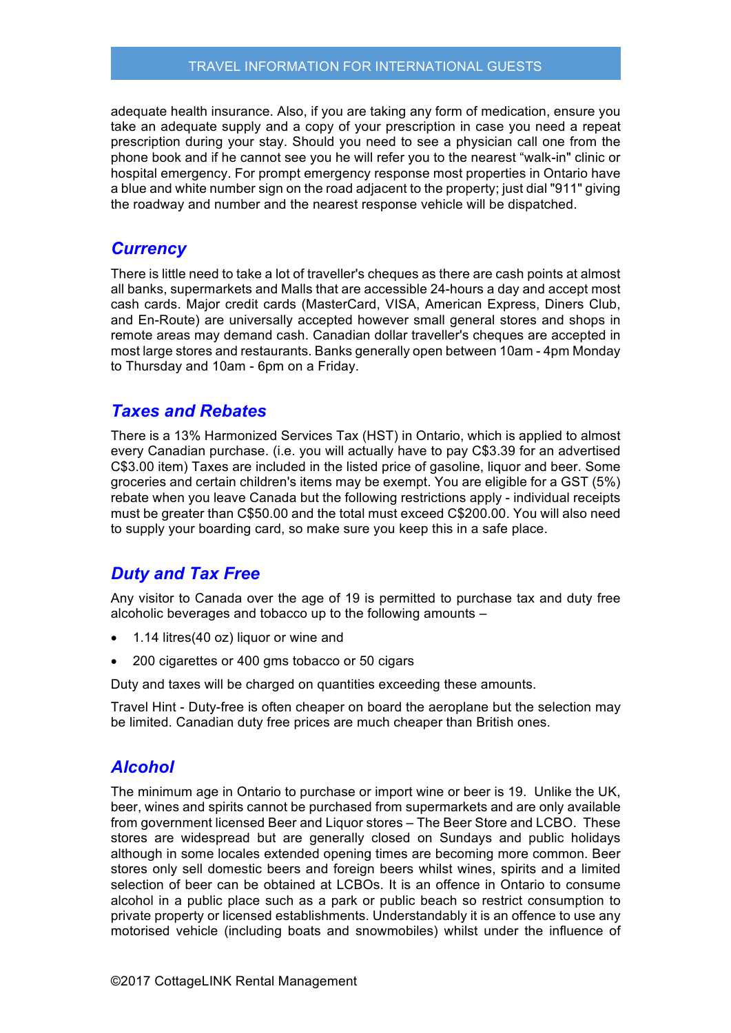adequate health insurance. Also, if you are taking any form of medication, ensure you take an adequate supply and a copy of your prescription in case you need a repeat prescription during your stay. Should you need to see a physician call one from the phone book and if he cannot see you he will refer you to the nearest "walk-in" clinic or hospital emergency. For prompt emergency response most properties in Ontario have a blue and white number sign on the road adjacent to the property; just dial "911" giving the roadway and number and the nearest response vehicle will be dispatched.

## *Currency*

There is little need to take a lot of traveller's cheques as there are cash points at almost all banks, supermarkets and Malls that are accessible 24-hours a day and accept most cash cards. Major credit cards (MasterCard, VISA, American Express, Diners Club, and En-Route) are universally accepted however small general stores and shops in remote areas may demand cash. Canadian dollar traveller's cheques are accepted in most large stores and restaurants. Banks generally open between 10am - 4pm Monday to Thursday and 10am - 6pm on a Friday.

## *Taxes and Rebates*

There is a 13% Harmonized Services Tax (HST) in Ontario, which is applied to almost every Canadian purchase. (i.e. you will actually have to pay C$3.39 for an advertised C$3.00 item) Taxes are included in the listed price of gasoline, liquor and beer. Some groceries and certain children's items may be exempt. You are eligible for a GST (5%) rebate when you leave Canada but the following restrictions apply - individual receipts must be greater than C$50.00 and the total must exceed C$200.00. You will also need to supply your boarding card, so make sure you keep this in a safe place.

## *Duty and Tax Free*

Any visitor to Canada over the age of 19 is permitted to purchase tax and duty free alcoholic beverages and tobacco up to the following amounts –

- 1.14 litres(40 oz) liquor or wine and
- 200 cigarettes or 400 gms tobacco or 50 cigars

Duty and taxes will be charged on quantities exceeding these amounts.

Travel Hint - Duty-free is often cheaper on board the aeroplane but the selection may be limited. Canadian duty free prices are much cheaper than British ones.

## *Alcohol*

The minimum age in Ontario to purchase or import wine or beer is 19. Unlike the UK, beer, wines and spirits cannot be purchased from supermarkets and are only available from government licensed Beer and Liquor stores – The Beer Store and LCBO. These stores are widespread but are generally closed on Sundays and public holidays although in some locales extended opening times are becoming more common. Beer stores only sell domestic beers and foreign beers whilst wines, spirits and a limited selection of beer can be obtained at LCBOs. It is an offence in Ontario to consume alcohol in a public place such as a park or public beach so restrict consumption to private property or licensed establishments. Understandably it is an offence to use any motorised vehicle (including boats and snowmobiles) whilst under the influence of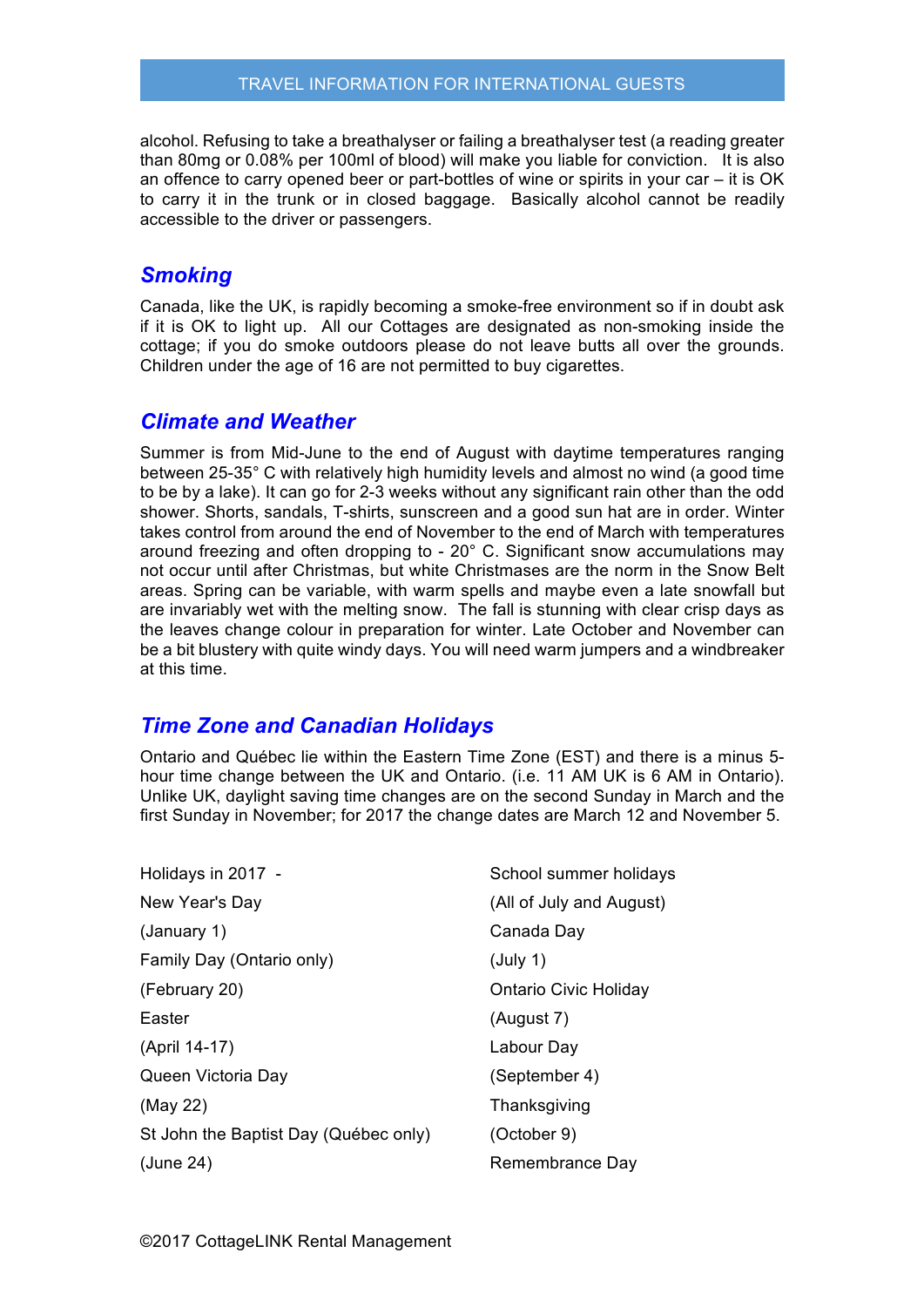alcohol. Refusing to take a breathalyser or failing a breathalyser test (a reading greater than 80mg or 0.08% per 100ml of blood) will make you liable for conviction. It is also an offence to carry opened beer or part-bottles of wine or spirits in your car – it is OK to carry it in the trunk or in closed baggage. Basically alcohol cannot be readily accessible to the driver or passengers.

## *Smoking*

Canada, like the UK, is rapidly becoming a smoke-free environment so if in doubt ask if it is OK to light up. All our Cottages are designated as non-smoking inside the cottage; if you do smoke outdoors please do not leave butts all over the grounds. Children under the age of 16 are not permitted to buy cigarettes.

## *Climate and Weather*

Summer is from Mid-June to the end of August with daytime temperatures ranging between 25-35° C with relatively high humidity levels and almost no wind (a good time to be by a lake). It can go for 2-3 weeks without any significant rain other than the odd shower. Shorts, sandals, T-shirts, sunscreen and a good sun hat are in order. Winter takes control from around the end of November to the end of March with temperatures around freezing and often dropping to - 20° C. Significant snow accumulations may not occur until after Christmas, but white Christmases are the norm in the Snow Belt areas. Spring can be variable, with warm spells and maybe even a late snowfall but are invariably wet with the melting snow. The fall is stunning with clear crisp days as the leaves change colour in preparation for winter. Late October and November can be a bit blustery with quite windy days. You will need warm jumpers and a windbreaker at this time.

## *Time Zone and Canadian Holidays*

Ontario and Québec lie within the Eastern Time Zone (EST) and there is a minus 5-hour time change between the UK and Ontario. (i.e. 11 AM UK is 6 AM in Ontario). Unlike UK, daylight saving time changes are on the second Sunday in March and the first Sunday in November; for 2017 the change dates are March 12 and November 5.

Holidays in 2017 -

New Year's Day
(January 1)

Family Day (Ontario only)
(February 20)

Easter
(April 14-17)

Queen Victoria Day
(May 22)

St John the Baptist Day (Québec only)
(June 24)

School summer holidays
(All of July and August)

Canada Day
(July 1)

Ontario Civic Holiday
(August 7)

Labour Day
(September 4)

Thanksgiving
(October 9)

Remembrance Day

©2017 CottageLINK Rental Management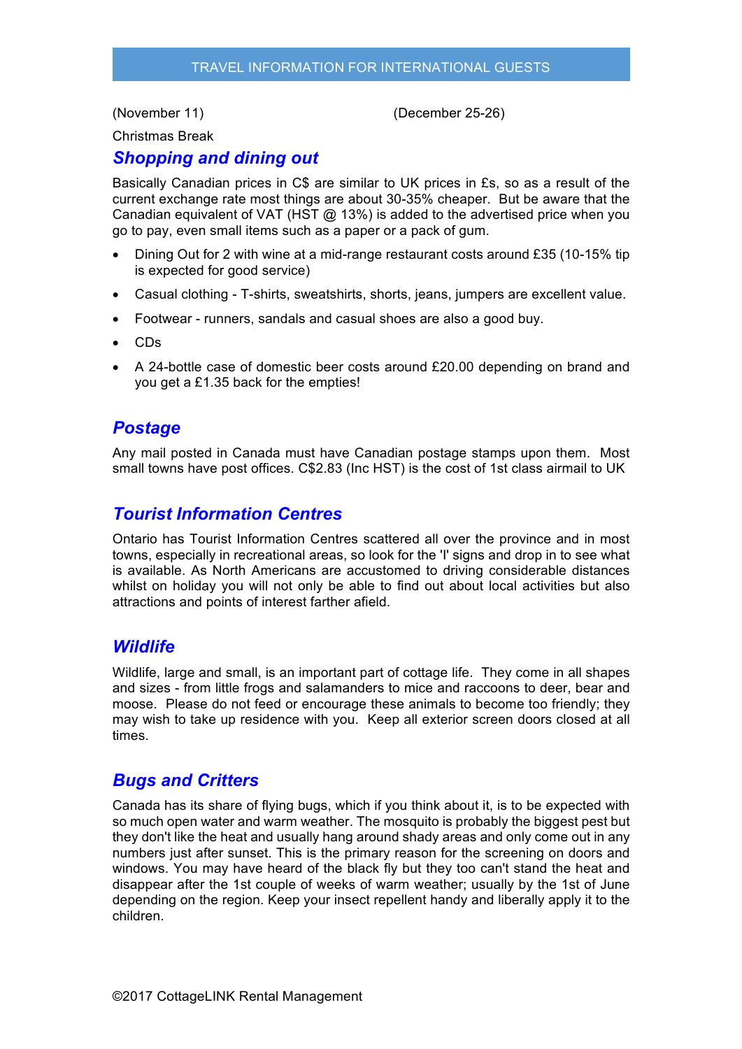(November 11) (December 25-26)

Christmas Break

## Shopping and dining out

Basically Canadian prices in C$ are similar to UK prices in £s, so as a result of the current exchange rate most things are about 30-35% cheaper. But be aware that the Canadian equivalent of VAT (HST @ 13%) is added to the advertised price when you go to pay, even small items such as a paper or a pack of gum.

- Dining Out for 2 with wine at a mid-range restaurant costs around £35 (10-15% tip is expected for good service)
- Casual clothing - T-shirts, sweatshirts, shorts, jeans, jumpers are excellent value.
- Footwear - runners, sandals and casual shoes are also a good buy.
- CDs
- A 24-bottle case of domestic beer costs around £20.00 depending on brand and you get a £1.35 back for the empties!

## Postage

Any mail posted in Canada must have Canadian postage stamps upon them. Most small towns have post offices. C$2.83 (Inc HST) is the cost of 1st class airmail to UK

## Tourist Information Centres

Ontario has Tourist Information Centres scattered all over the province and in most towns, especially in recreational areas, so look for the 'I' signs and drop in to see what is available. As North Americans are accustomed to driving considerable distances whilst on holiday you will not only be able to find out about local activities but also attractions and points of interest farther afield.

## Wildlife

Wildlife, large and small, is an important part of cottage life. They come in all shapes and sizes - from little frogs and salamanders to mice and raccoons to deer, bear and moose. Please do not feed or encourage these animals to become too friendly; they may wish to take up residence with you. Keep all exterior screen doors closed at all times.

## Bugs and Critters

Canada has its share of flying bugs, which if you think about it, is to be expected with so much open water and warm weather. The mosquito is probably the biggest pest but they don't like the heat and usually hang around shady areas and only come out in any numbers just after sunset. This is the primary reason for the screening on doors and windows. You may have heard of the black fly but they too can't stand the heat and disappear after the 1st couple of weeks of warm weather; usually by the 1st of June depending on the region. Keep your insect repellent handy and liberally apply it to the children.

©2017 CottageLINK Rental Management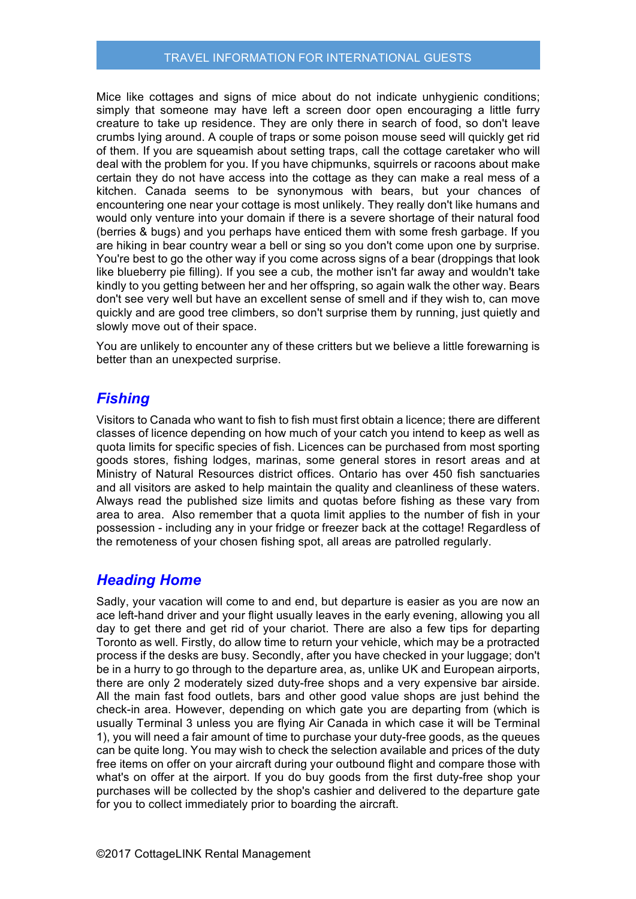Mice like cottages and signs of mice about do not indicate unhygienic conditions; simply that someone may have left a screen door open encouraging a little furry creature to take up residence. They are only there in search of food, so don't leave crumbs lying around. A couple of traps or some poison mouse seed will quickly get rid of them. If you are squeamish about setting traps, call the cottage caretaker who will deal with the problem for you. If you have chipmunks, squirrels or racoons about make certain they do not have access into the cottage as they can make a real mess of a kitchen. Canada seems to be synonymous with bears, but your chances of encountering one near your cottage is most unlikely. They really don't like humans and would only venture into your domain if there is a severe shortage of their natural food (berries & bugs) and you perhaps have enticed them with some fresh garbage. If you are hiking in bear country wear a bell or sing so you don't come upon one by surprise. You're best to go the other way if you come across signs of a bear (droppings that look like blueberry pie filling). If you see a cub, the mother isn't far away and wouldn't take kindly to you getting between her and her offspring, so again walk the other way. Bears don't see very well but have an excellent sense of smell and if they wish to, can move quickly and are good tree climbers, so don't surprise them by running, just quietly and slowly move out of their space.

You are unlikely to encounter any of these critters but we believe a little forewarning is better than an unexpected surprise.

## *Fishing*

Visitors to Canada who want to fish to fish must first obtain a licence; there are different classes of licence depending on how much of your catch you intend to keep as well as quota limits for specific species of fish. Licences can be purchased from most sporting goods stores, fishing lodges, marinas, some general stores in resort areas and at Ministry of Natural Resources district offices. Ontario has over 450 fish sanctuaries and all visitors are asked to help maintain the quality and cleanliness of these waters. Always read the published size limits and quotas before fishing as these vary from area to area. Also remember that a quota limit applies to the number of fish in your possession - including any in your fridge or freezer back at the cottage! Regardless of the remoteness of your chosen fishing spot, all areas are patrolled regularly.

## *Heading Home*

Sadly, your vacation will come to and end, but departure is easier as you are now an ace left-hand driver and your flight usually leaves in the early evening, allowing you all day to get there and get rid of your chariot. There are also a few tips for departing Toronto as well. Firstly, do allow time to return your vehicle, which may be a protracted process if the desks are busy. Secondly, after you have checked in your luggage; don't be in a hurry to go through to the departure area, as, unlike UK and European airports, there are only 2 moderately sized duty-free shops and a very expensive bar airside. All the main fast food outlets, bars and other good value shops are just behind the check-in area. However, depending on which gate you are departing from (which is usually Terminal 3 unless you are flying Air Canada in which case it will be Terminal 1), you will need a fair amount of time to purchase your duty-free goods, as the queues can be quite long. You may wish to check the selection available and prices of the duty free items on offer on your aircraft during your outbound flight and compare those with what's on offer at the airport. If you do buy goods from the first duty-free shop your purchases will be collected by the shop's cashier and delivered to the departure gate for you to collect immediately prior to boarding the aircraft.

©2017 CottageLINK Rental Management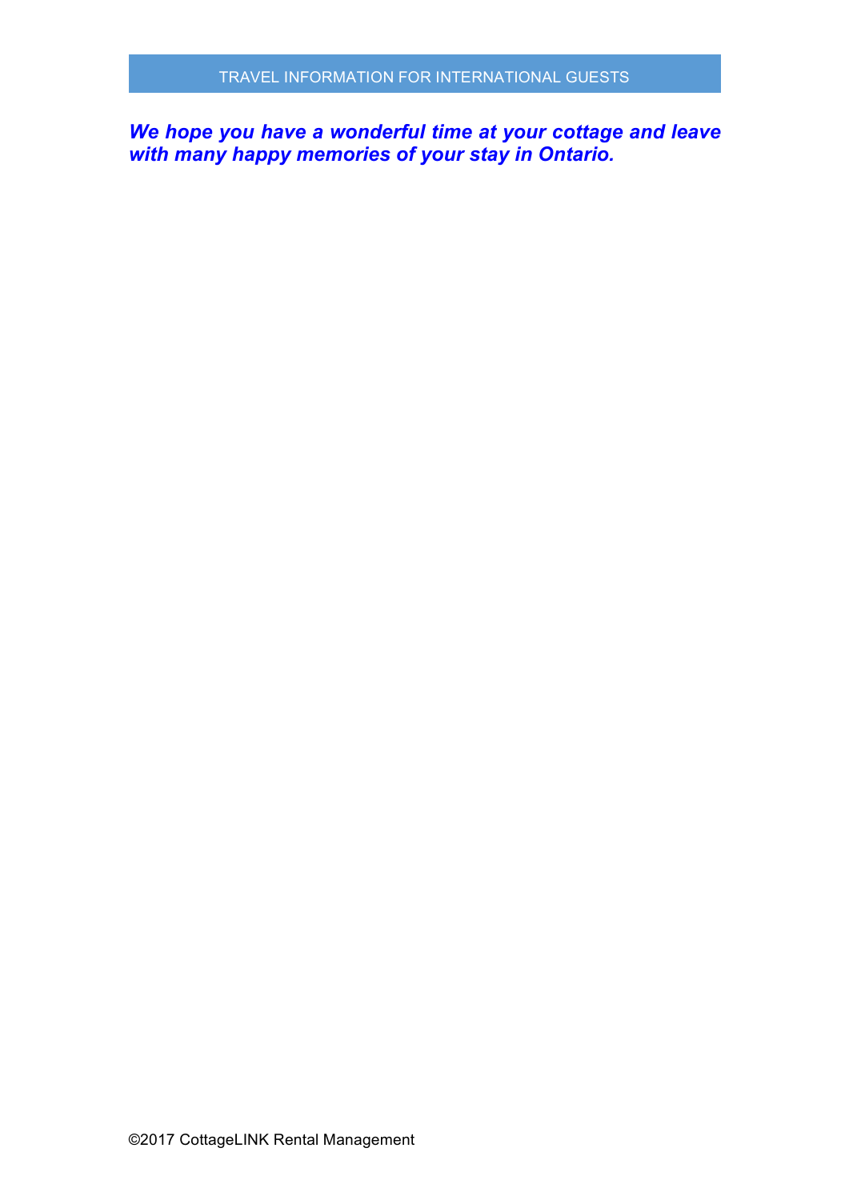***We hope you have a wonderful time at your cottage and leave with many happy memories of your stay in Ontario.***